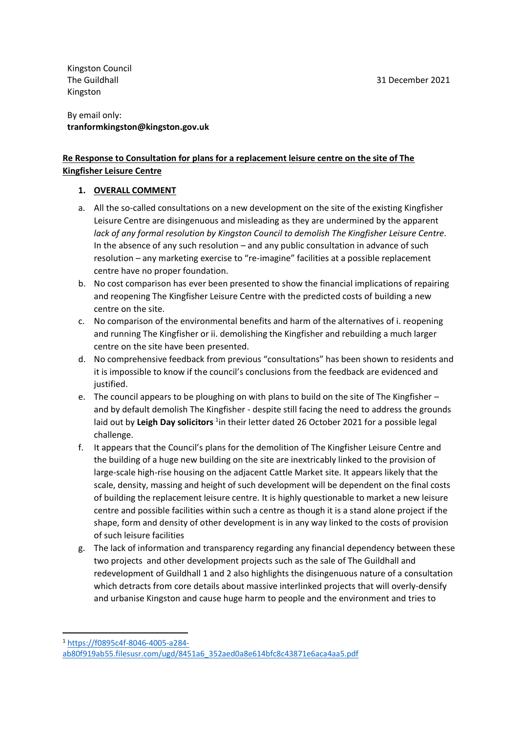Kingston Council
The Guildhall
Kingston

31 December 2021

By email only:
**tranformkingston@kingston.gov.uk**

**<u>Re Response to Consultation for plans for a replacement leisure centre on the site of The Kingfisher Leisure Centre</u>**

1. **<u>OVERALL COMMENT</u>**

a. All the so-called consultations on a new development on the site of the existing Kingfisher Leisure Centre are disingenuous and misleading as they are undermined by the apparent *lack of any formal resolution by Kingston Council to demolish The Kingfisher Leisure Centre*. In the absence of any such resolution – and any public consultation in advance of such resolution – any marketing exercise to "re-imagine" facilities at a possible replacement centre have no proper foundation.

b. No cost comparison has ever been presented to show the financial implications of repairing and reopening The Kingfisher Leisure Centre with the predicted costs of building a new centre on the site.

c. No comparison of the environmental benefits and harm of the alternatives of i. reopening and running The Kingfisher or ii. demolishing the Kingfisher and rebuilding a much larger centre on the site have been presented.

d. No comprehensive feedback from previous "consultations" has been shown to residents and it is impossible to know if the council's conclusions from the feedback are evidenced and justified.

e. The council appears to be ploughing on with plans to build on the site of The Kingfisher – and by default demolish The Kingfisher - despite still facing the need to address the grounds laid out by **Leigh Day solicitors** [1]in their letter dated 26 October 2021 for a possible legal challenge.

f. It appears that the Council's plans for the demolition of The Kingfisher Leisure Centre and the building of a huge new building on the site are inextricably linked to the provision of large-scale high-rise housing on the adjacent Cattle Market site. It appears likely that the scale, density, massing and height of such development will be dependent on the final costs of building the replacement leisure centre. It is highly questionable to market a new leisure centre and possible facilities within such a centre as though it is a stand alone project if the shape, form and density of other development is in any way linked to the costs of provision of such leisure facilities

g. The lack of information and transparency regarding any financial dependency between these two projects and other development projects such as the sale of The Guildhall and redevelopment of Guildhall 1 and 2 also highlights the disingenuous nature of a consultation which detracts from core details about massive interlinked projects that will overly-densify and urbanise Kingston and cause huge harm to people and the environment and tries to

---

[1] https://f0895c4f-8046-4005-a284-ab80f919ab55.filesusr.com/ugd/8451a6_352aed0a8e614bfc8c43871e6aca4aa5.pdf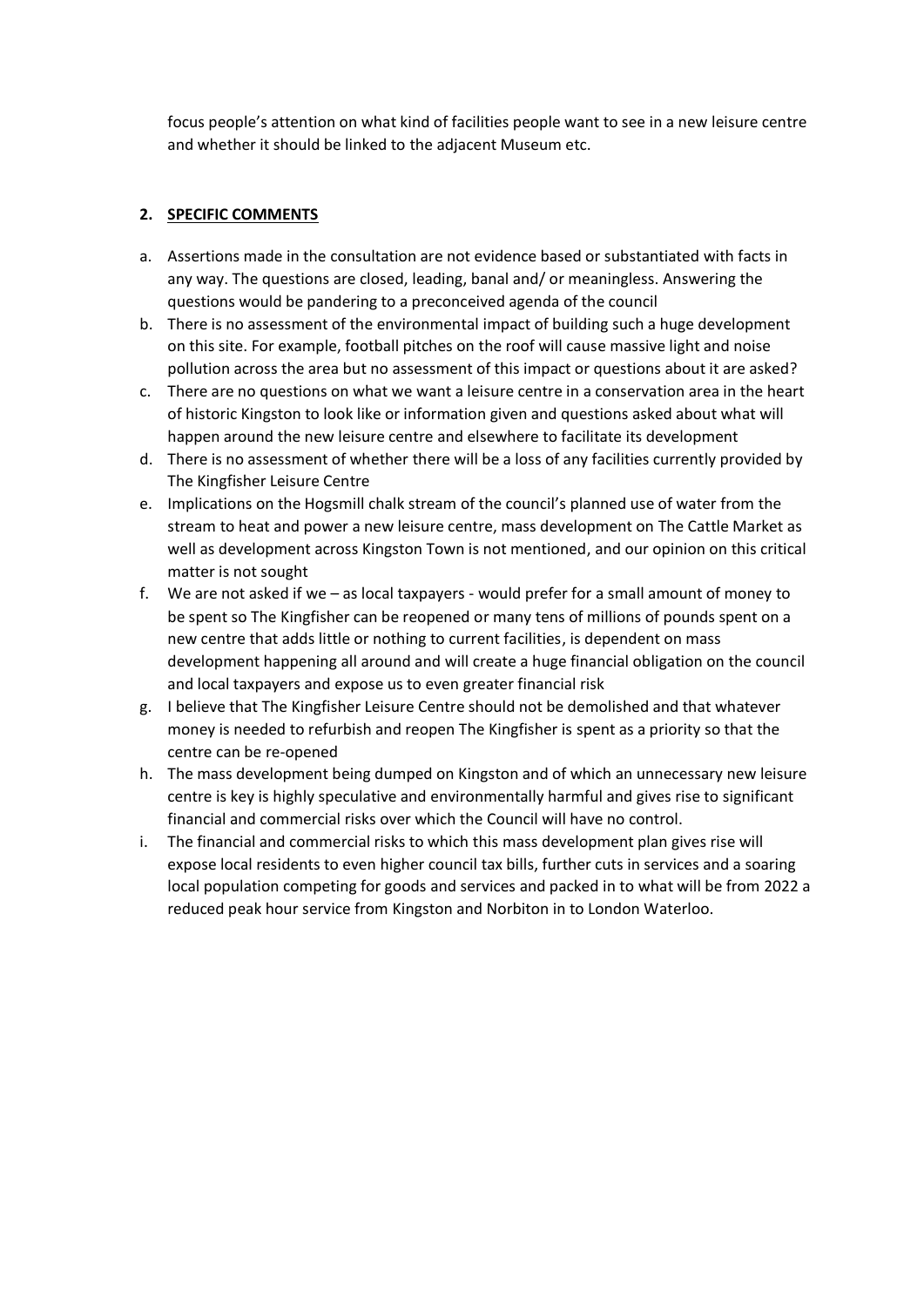focus people's attention on what kind of facilities people want to see in a new leisure centre and whether it should be linked to the adjacent Museum etc.

## 2. SPECIFIC COMMENTS

a. Assertions made in the consultation are not evidence based or substantiated with facts in any way. The questions are closed, leading, banal and/ or meaningless. Answering the questions would be pandering to a preconceived agenda of the council
b. There is no assessment of the environmental impact of building such a huge development on this site. For example, football pitches on the roof will cause massive light and noise pollution across the area but no assessment of this impact or questions about it are asked?
c. There are no questions on what we want a leisure centre in a conservation area in the heart of historic Kingston to look like or information given and questions asked about what will happen around the new leisure centre and elsewhere to facilitate its development
d. There is no assessment of whether there will be a loss of any facilities currently provided by The Kingfisher Leisure Centre
e. Implications on the Hogsmill chalk stream of the council's planned use of water from the stream to heat and power a new leisure centre, mass development on The Cattle Market as well as development across Kingston Town is not mentioned, and our opinion on this critical matter is not sought
f. We are not asked if we – as local taxpayers - would prefer for a small amount of money to be spent so The Kingfisher can be reopened or many tens of millions of pounds spent on a new centre that adds little or nothing to current facilities, is dependent on mass development happening all around and will create a huge financial obligation on the council and local taxpayers and expose us to even greater financial risk
g. I believe that The Kingfisher Leisure Centre should not be demolished and that whatever money is needed to refurbish and reopen The Kingfisher is spent as a priority so that the centre can be re-opened
h. The mass development being dumped on Kingston and of which an unnecessary new leisure centre is key is highly speculative and environmentally harmful and gives rise to significant financial and commercial risks over which the Council will have no control.
i. The financial and commercial risks to which this mass development plan gives rise will expose local residents to even higher council tax bills, further cuts in services and a soaring local population competing for goods and services and packed in to what will be from 2022 a reduced peak hour service from Kingston and Norbiton in to London Waterloo.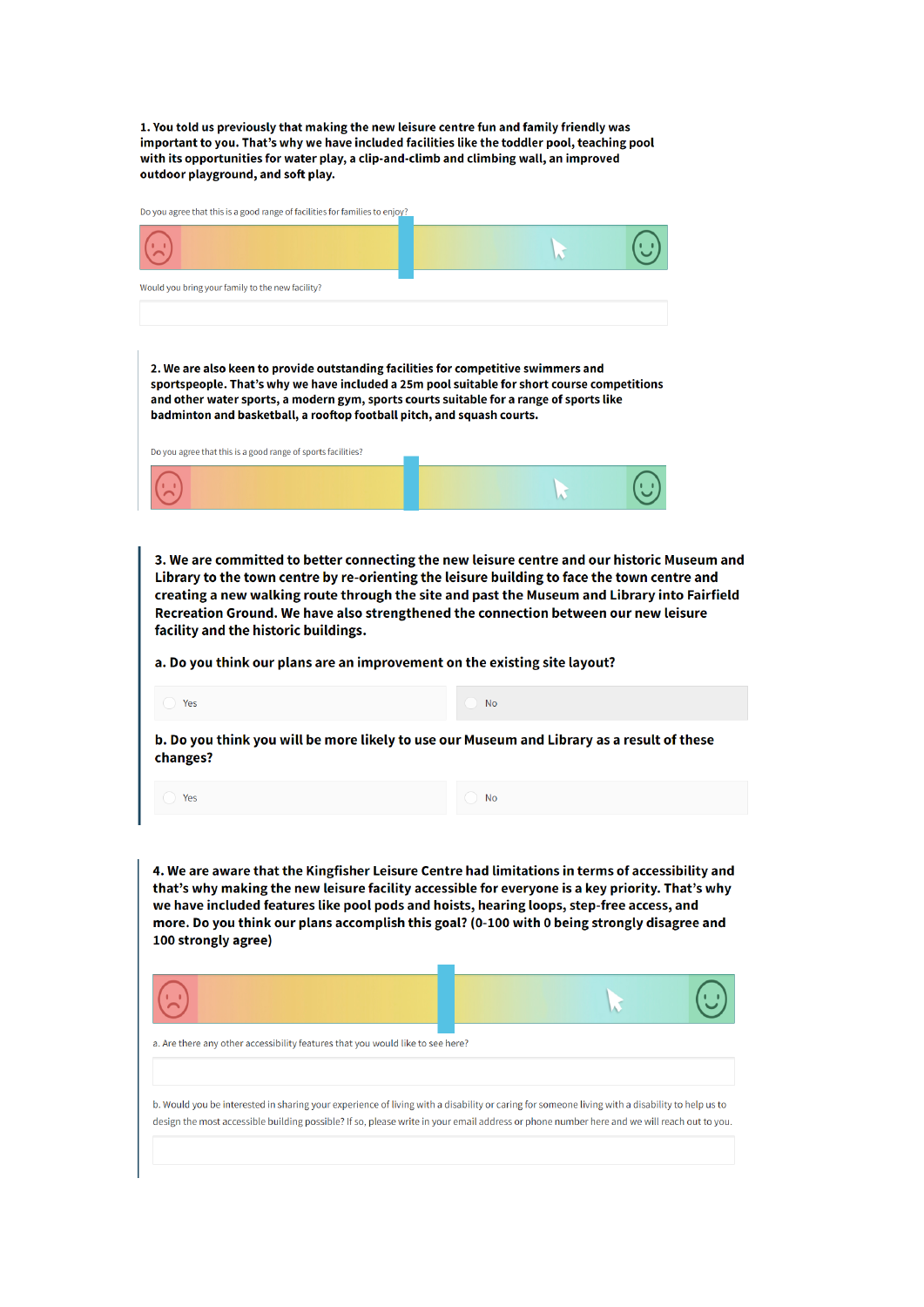**1. You told us previously that making the new leisure centre fun and family friendly was important to you. That's why we have included facilities like the toddler pool, teaching pool with its opportunities for water play, a clip-and-climb and climbing wall, an improved outdoor playground, and soft play.**

Do you agree that this is a good range of facilities for families to enjoy?

Would you bring your family to the new facility?

**2. We are also keen to provide outstanding facilities for competitive swimmers and sportspeople. That's why we have included a 25m pool suitable for short course competitions and other water sports, a modern gym, sports courts suitable for a range of sports like badminton and basketball, a rooftop football pitch, and squash courts.**

Do you agree that this is a good range of sports facilities?

**3. We are committed to better connecting the new leisure centre and our historic Museum and Library to the town centre by re-orienting the leisure building to face the town centre and creating a new walking route through the site and past the Museum and Library into Fairfield Recreation Ground. We have also strengthened the connection between our new leisure facility and the historic buildings.**

**a. Do you think our plans are an improvement on the existing site layout?**

- Yes
- No

**b. Do you think you will be more likely to use our Museum and Library as a result of these changes?**

- Yes
- No

**4. We are aware that the Kingfisher Leisure Centre had limitations in terms of accessibility and that's why making the new leisure facility accessible for everyone is a key priority. That's why we have included features like pool pods and hoists, hearing loops, step-free access, and more. Do you think our plans accomplish this goal? (0-100 with 0 being strongly disagree and 100 strongly agree)**

a. Are there any other accessibility features that you would like to see here?

b. Would you be interested in sharing your experience of living with a disability or caring for someone living with a disability to help us to design the most accessible building possible? If so, please write in your email address or phone number here and we will reach out to you.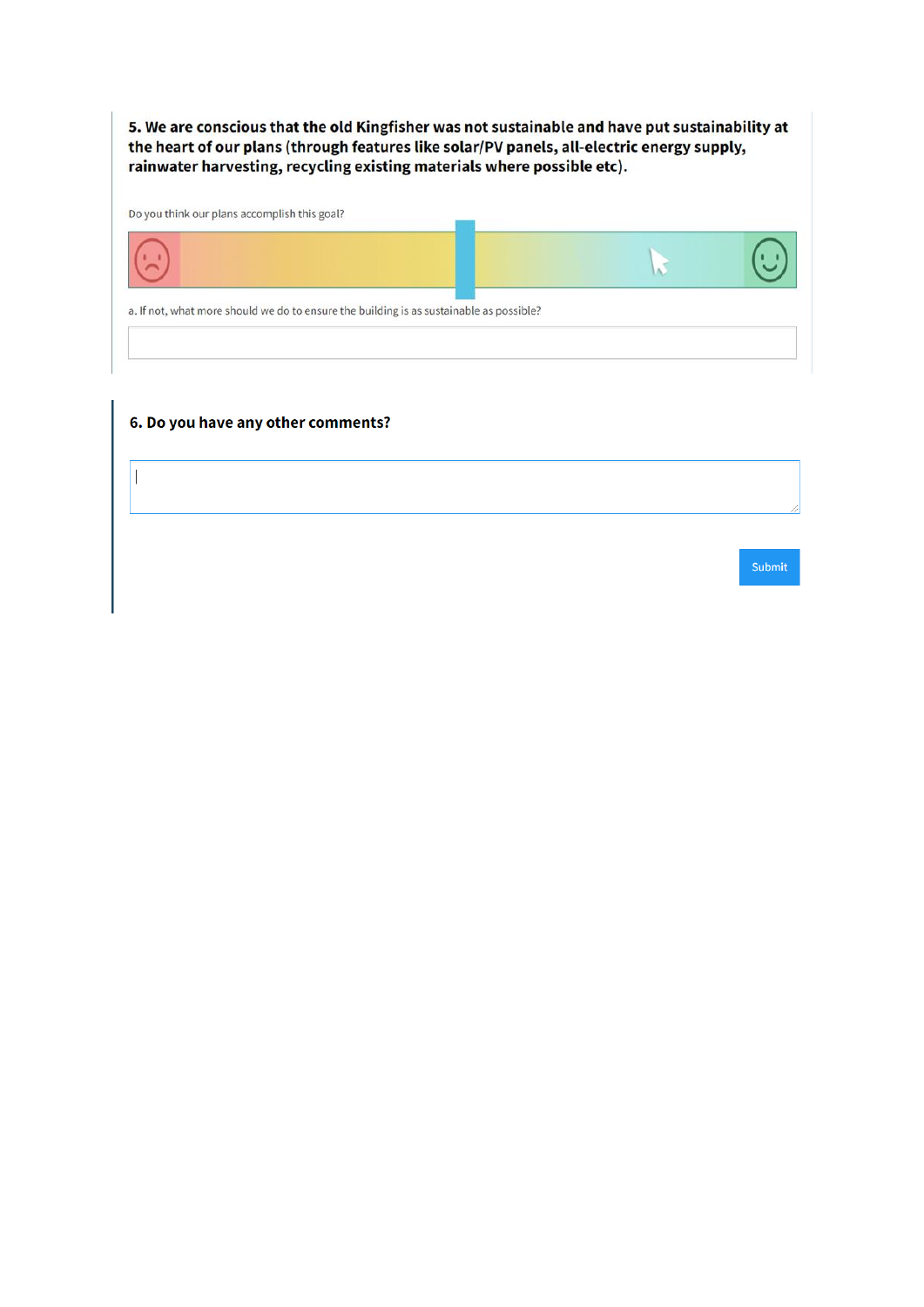**5. We are conscious that the old Kingfisher was not sustainable and have put sustainability at the heart of our plans (through features like solar/PV panels, all-electric energy supply, rainwater harvesting, recycling existing materials where possible etc).**

Do you think our plans accomplish this goal?

a. If not, what more should we do to ensure the building is as sustainable as possible?

**6. Do you have any other comments?**

Submit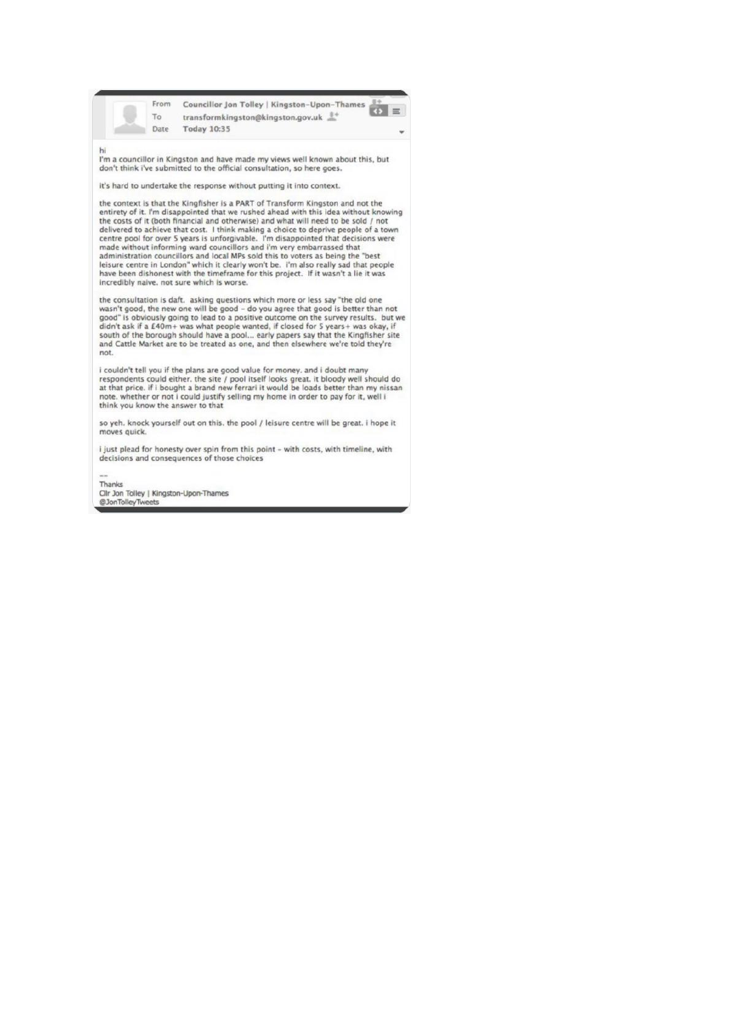From Councillor Jon Tolley | Kingston-Upon-Thames
To transformkingston@kingston.gov.uk
Date Today 10:35

hi
I'm a councillor in Kingston and have made my views well known about this, but don't think i've submitted to the official consultation, so here goes.

it's hard to undertake the response without putting it into context.

the context is that the Kingfisher is a PART of Transform Kingston and not the entirety of it. I'm disappointed that we rushed ahead with this idea without knowing the costs of it (both financial and otherwise) and what will need to be sold / not delivered to achieve that cost. I think making a choice to deprive people of a town centre pool for over 5 years is unforgivable. I'm disappointed that decisions were made without informing ward councillors and i'm very embarrassed that administration councillors and local MPs sold this to voters as being the "best leisure centre in London" which it clearly won't be. i'm also really sad that people have been dishonest with the timeframe for this project. If it wasn't a lie it was incredibly naive. not sure which is worse.

the consultation is daft. asking questions which more or less say "the old one wasn't good, the new one will be good - do you agree that good is better than not good" is obviously going to lead to a positive outcome on the survey results. but we didn't ask if a £40m+ was what people wanted, if closed for 5 years+ was okay, if south of the borough should have a pool... early papers say that the Kingfisher site and Cattle Market are to be treated as one, and then elsewhere we're told they're not.

i couldn't tell you if the plans are good value for money. and i doubt many respondents could either. the site / pool itself looks great. it bloody well should do at that price. if i bought a brand new ferrari it would be loads better than my nissan note. whether or not i could justify selling my home in order to pay for it, well i think you know the answer to that

so yeh. knock yourself out on this. the pool / leisure centre will be great. i hope it moves quick.

i just plead for honesty over spin from this point - with costs, with timeline, with decisions and consequences of those choices

--
Thanks
Cllr Jon Tolley | Kingston-Upon-Thames
@JonTolleyTweets